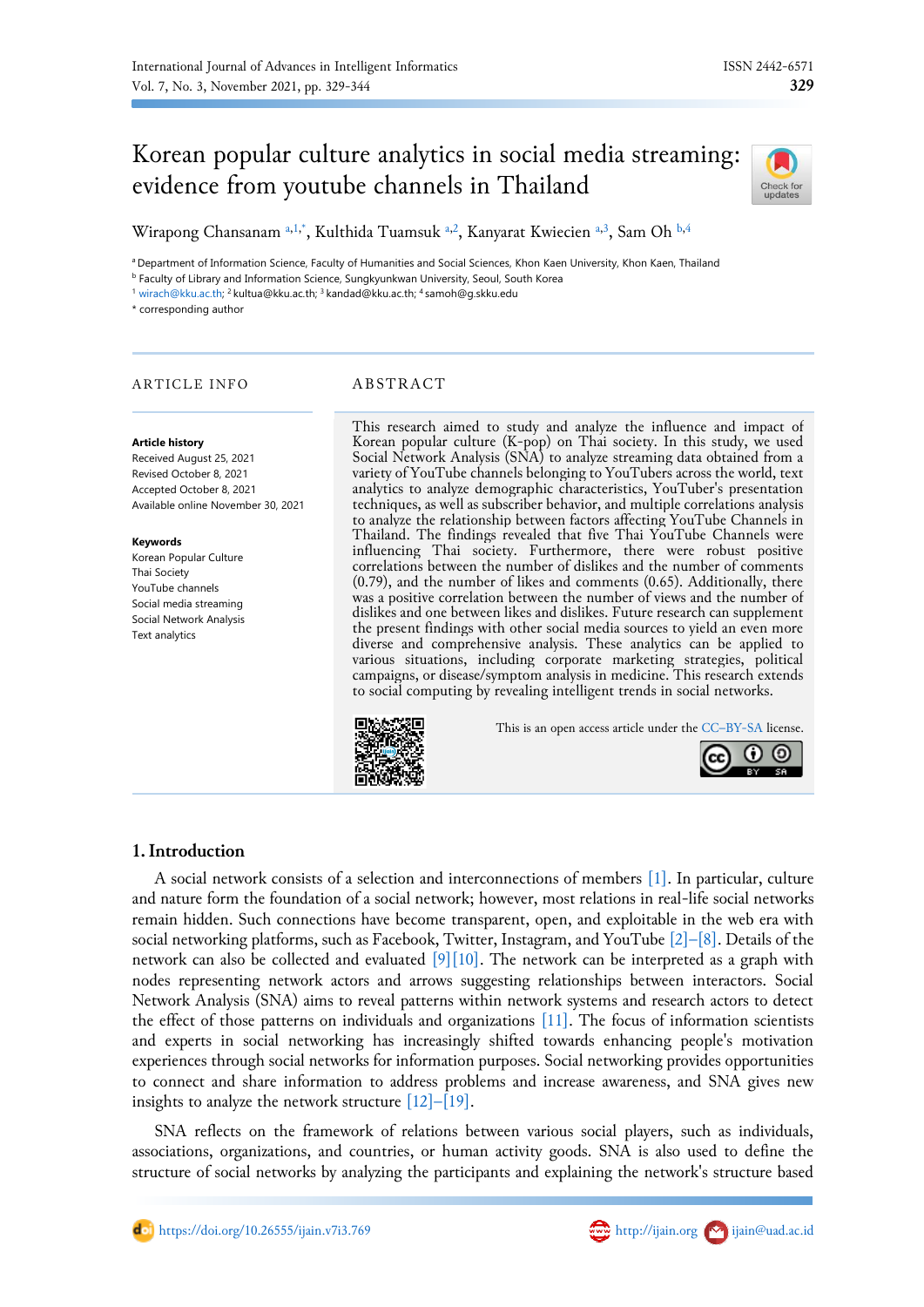# Korean popular culture analytics in social media streaming: evidence from youtube channels in Thailand

Wirapong Chansanam [a,1,*], Kulthida Tuamsuk [a,2], Kanyarat Kwiecien [a,3], Sam Oh [b,4]

[a] Department of Information Science, Faculty of Humanities and Social Sciences, Khon Kaen University, Khon Kaen, Thailand
[b] Faculty of Library and Information Science, Sungkyunkwan University, Seoul, South Korea
[1] wirach@kku.ac.th; [2] kultua@kku.ac.th; [3] kandad@kku.ac.th; [4] samoh@g.skku.edu
* corresponding author

## ARTICLE INFO

**Article history**
Received August 25, 2021
Revised October 8, 2021
Accepted October 8, 2021
Available online November 30, 2021

**Keywords**
Korean Popular Culture
Thai Society
YouTube channels
Social media streaming
Social Network Analysis
Text analytics

## ABSTRACT

This research aimed to study and analyze the influence and impact of Korean popular culture (K-pop) on Thai society. In this study, we used Social Network Analysis (SNA) to analyze streaming data obtained from a variety of YouTube channels belonging to YouTubers across the world, text analytics to analyze demographic characteristics, YouTuber's presentation techniques, as well as subscriber behavior, and multiple correlations analysis to analyze the relationship between factors affecting YouTube Channels in Thailand. The findings revealed that five Thai YouTube Channels were influencing Thai society. Furthermore, there were robust positive correlations between the number of dislikes and the number of comments (0.79), and the number of likes and comments (0.65). Additionally, there was a positive correlation between the number of views and the number of dislikes and one between likes and dislikes. Future research can supplement the present findings with other social media sources to yield an even more diverse and comprehensive analysis. These analytics can be applied to various situations, including corporate marketing strategies, political campaigns, or disease/symptom analysis in medicine. This research extends to social computing by revealing intelligent trends in social networks.

This is an open access article under the CC–BY-SA license.

## 1. Introduction

A social network consists of a selection and interconnections of members [1]. In particular, culture and nature form the foundation of a social network; however, most relations in real-life social networks remain hidden. Such connections have become transparent, open, and exploitable in the web era with social networking platforms, such as Facebook, Twitter, Instagram, and YouTube [2]–[8]. Details of the network can also be collected and evaluated [9][10]. The network can be interpreted as a graph with nodes representing network actors and arrows suggesting relationships between interactors. Social Network Analysis (SNA) aims to reveal patterns within network systems and research actors to detect the effect of those patterns on individuals and organizations [11]. The focus of information scientists and experts in social networking has increasingly shifted towards enhancing people's motivation experiences through social networks for information purposes. Social networking provides opportunities to connect and share information to address problems and increase awareness, and SNA gives new insights to analyze the network structure [12]–[19].

SNA reflects on the framework of relations between various social players, such as individuals, associations, organizations, and countries, or human activity goods. SNA is also used to define the structure of social networks by analyzing the participants and explaining the network's structure based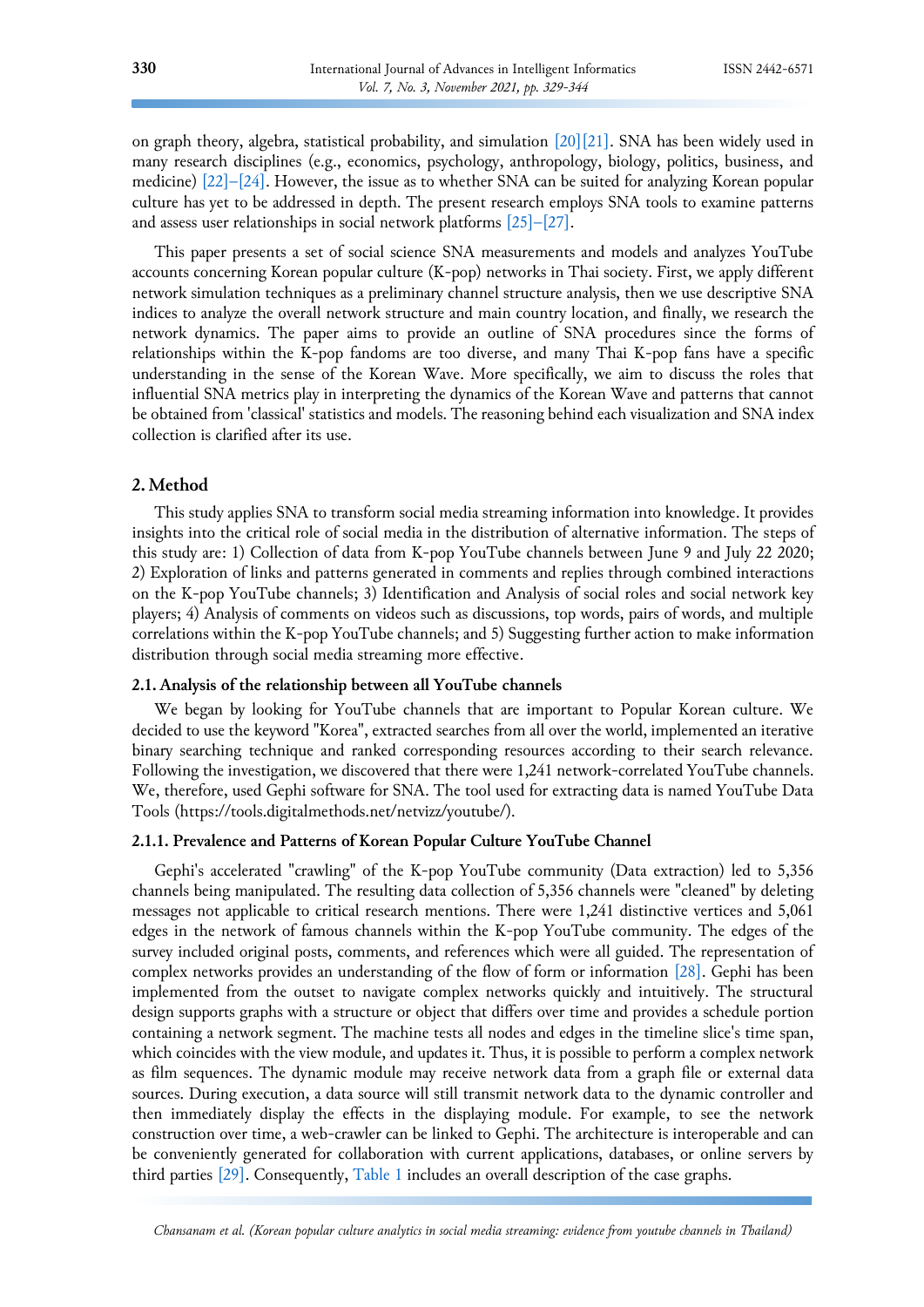on graph theory, algebra, statistical probability, and simulation [20][21]. SNA has been widely used in many research disciplines (e.g., economics, psychology, anthropology, biology, politics, business, and medicine) [22]–[24]. However, the issue as to whether SNA can be suited for analyzing Korean popular culture has yet to be addressed in depth. The present research employs SNA tools to examine patterns and assess user relationships in social network platforms [25]–[27].

This paper presents a set of social science SNA measurements and models and analyzes YouTube accounts concerning Korean popular culture (K-pop) networks in Thai society. First, we apply different network simulation techniques as a preliminary channel structure analysis, then we use descriptive SNA indices to analyze the overall network structure and main country location, and finally, we research the network dynamics. The paper aims to provide an outline of SNA procedures since the forms of relationships within the K-pop fandoms are too diverse, and many Thai K-pop fans have a specific understanding in the sense of the Korean Wave. More specifically, we aim to discuss the roles that influential SNA metrics play in interpreting the dynamics of the Korean Wave and patterns that cannot be obtained from 'classical' statistics and models. The reasoning behind each visualization and SNA index collection is clarified after its use.

## 2. Method

This study applies SNA to transform social media streaming information into knowledge. It provides insights into the critical role of social media in the distribution of alternative information. The steps of this study are: 1) Collection of data from K-pop YouTube channels between June 9 and July 22 2020; 2) Exploration of links and patterns generated in comments and replies through combined interactions on the K-pop YouTube channels; 3) Identification and Analysis of social roles and social network key players; 4) Analysis of comments on videos such as discussions, top words, pairs of words, and multiple correlations within the K-pop YouTube channels; and 5) Suggesting further action to make information distribution through social media streaming more effective.

### 2.1. Analysis of the relationship between all YouTube channels

We began by looking for YouTube channels that are important to Popular Korean culture. We decided to use the keyword "Korea", extracted searches from all over the world, implemented an iterative binary searching technique and ranked corresponding resources according to their search relevance. Following the investigation, we discovered that there were 1,241 network-correlated YouTube channels. We, therefore, used Gephi software for SNA. The tool used for extracting data is named YouTube Data Tools (https://tools.digitalmethods.net/netvizz/youtube/).

#### 2.1.1. Prevalence and Patterns of Korean Popular Culture YouTube Channel

Gephi's accelerated "crawling" of the K-pop YouTube community (Data extraction) led to 5,356 channels being manipulated. The resulting data collection of 5,356 channels were "cleaned" by deleting messages not applicable to critical research mentions. There were 1,241 distinctive vertices and 5,061 edges in the network of famous channels within the K-pop YouTube community. The edges of the survey included original posts, comments, and references which were all guided. The representation of complex networks provides an understanding of the flow of form or information [28]. Gephi has been implemented from the outset to navigate complex networks quickly and intuitively. The structural design supports graphs with a structure or object that differs over time and provides a schedule portion containing a network segment. The machine tests all nodes and edges in the timeline slice's time span, which coincides with the view module, and updates it. Thus, it is possible to perform a complex network as film sequences. The dynamic module may receive network data from a graph file or external data sources. During execution, a data source will still transmit network data to the dynamic controller and then immediately display the effects in the displaying module. For example, to see the network construction over time, a web-crawler can be linked to Gephi. The architecture is interoperable and can be conveniently generated for collaboration with current applications, databases, or online servers by third parties [29]. Consequently, Table 1 includes an overall description of the case graphs.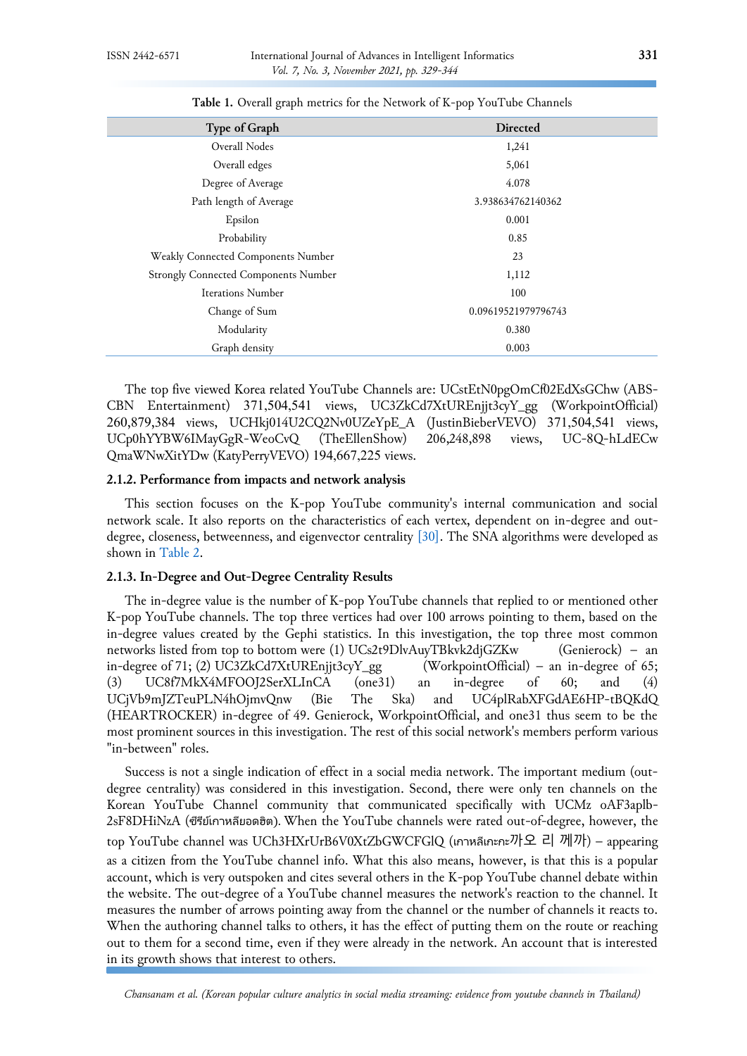**Table 1.** Overall graph metrics for the Network of K-pop YouTube Channels

| Type of Graph | Directed |
|---|---|
| Overall Nodes | 1,241 |
| Overall edges | 5,061 |
| Degree of Average | 4.078 |
| Path length of Average | 3.938634762140362 |
| Epsilon | 0.001 |
| Probability | 0.85 |
| Weakly Connected Components Number | 23 |
| Strongly Connected Components Number | 1,112 |
| Iterations Number | 100 |
| Change of Sum | 0.09619521979796743 |
| Modularity | 0.380 |
| Graph density | 0.003 |

The top five viewed Korea related YouTube Channels are: UCstEtN0pgOmCf02EdXsGChw (ABS-CBN Entertainment) 371,504,541 views, UC3ZkCd7XtUREnjjt3cyY_gg (WorkpointOfficial) 260,879,384 views, UCHkj014U2CQ2Nv0UZeYpE_A (JustinBieberVEVO) 371,504,541 views, UCp0hYYBW6IMayGgR-WeoCvQ (TheEllenShow) 206,248,898 views, UC-8Q-hLdECw QmaWNwXitYDw (KatyPerryVEVO) 194,667,225 views.

### 2.1.2. Performance from impacts and network analysis

This section focuses on the K-pop YouTube community's internal communication and social network scale. It also reports on the characteristics of each vertex, dependent on in-degree and out-degree, closeness, betweenness, and eigenvector centrality [30]. The SNA algorithms were developed as shown in Table 2.

### 2.1.3. In-Degree and Out-Degree Centrality Results

The in-degree value is the number of K-pop YouTube channels that replied to or mentioned other K-pop YouTube channels. The top three vertices had over 100 arrows pointing to them, based on the in-degree values created by the Gephi statistics. In this investigation, the top three most common networks listed from top to bottom were (1) UCs2t9DlvAuyTBkvk2djGZKw (Genierock) – an in-degree of 71; (2) UC3ZkCd7XtUREnjjt3cyY_gg (WorkpointOfficial) – an in-degree of 65; (3) UC8f7MkX4MFOOJ2SerXLInCA (one31) an in-degree of 60; and (4) UCjVb9mJZTeuPLN4hOjmvQnw (Bie The Ska) and UC4plRabXFGdAE6HP-tBQKdQ (HEARTROCKER) in-degree of 49. Genierock, WorkpointOfficial, and one31 thus seem to be the most prominent sources in this investigation. The rest of this social network's members perform various "in-between" roles.

Success is not a single indication of effect in a social media network. The important medium (out-degree centrality) was considered in this investigation. Second, there were only ten channels on the Korean YouTube Channel community that communicated specifically with UCMz oAF3aplb-2sF8DHiNzA (ซีรีย์เกาหลียอดฮิต). When the YouTube channels were rated out-of-degree, however, the top YouTube channel was UCh3HXrUrB6V0XtZbGWCFGlQ (เกาหลีเกะกะ까오 리 께까) – appearing as a citizen from the YouTube channel info. What this also means, however, is that this is a popular account, which is very outspoken and cites several others in the K-pop YouTube channel debate within the website. The out-degree of a YouTube channel measures the network's reaction to the channel. It measures the number of arrows pointing away from the channel or the number of channels it reacts to. When the authoring channel talks to others, it has the effect of putting them on the route or reaching out to them for a second time, even if they were already in the network. An account that is interested in its growth shows that interest to others.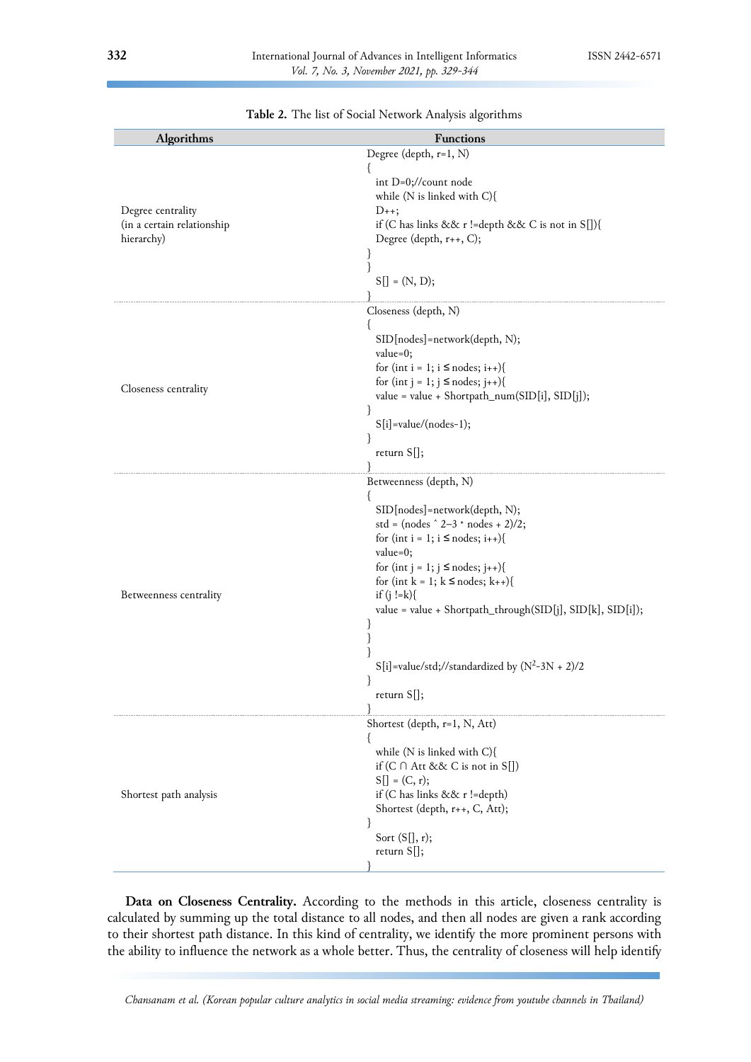**Table 2.** The list of Social Network Analysis algorithms

| Algorithms | Functions |
|---|---|
| Degree centrality (in a certain relationship hierarchy) | Degree (depth, r=1, N)<br>{<br>int D=0;//count node<br>while (N is linked with C){<br>D++;<br>if (C has links && r !=depth && C is not in S[]){<br>Degree (depth, r++, C);<br>}<br>}<br>S[] = (N, D);<br>} |
| Closeness centrality | Closeness (depth, N)<br>{<br>SID[nodes]=network(depth, N);<br>value=0;<br>for (int i = 1; i ≤ nodes; i++){<br>for (int j = 1; j ≤ nodes; j++){<br>value = value + Shortpath_num(SID[i], SID[j]);<br>}<br>S[i]=value/(nodes-1);<br>}<br>return S[];<br>} |
| Betweenness centrality | Betweenness (depth, N)<br>{<br>SID[nodes]=network(depth, N);<br>std = (nodes ^ 2–3 * nodes + 2)/2;<br>for (int i = 1; i ≤ nodes; i++){<br>value=0;<br>for (int j = 1; j ≤ nodes; j++){<br>for (int k = 1; k ≤ nodes; k++){<br>if (j !=k){<br>value = value + Shortpath_through(SID[j], SID[k], SID[i]);<br>}<br>}<br>}<br>S[i]=value/std;//standardized by $(N^2-3N + 2)/2$<br>}<br>return S[];<br>} |
| Shortest path analysis | Shortest (depth, r=1, N, Att)<br>{<br>while (N is linked with C){<br>if (C ∩ Att && C is not in S[])<br>S[] = (C, r);<br>if (C has links && r !=depth)<br>Shortest (depth, r++, C, Att);<br>}<br>Sort (S[], r);<br>return S[];<br>} |

**Data on Closeness Centrality.** According to the methods in this article, closeness centrality is calculated by summing up the total distance to all nodes, and then all nodes are given a rank according to their shortest path distance. In this kind of centrality, we identify the more prominent persons with the ability to influence the network as a whole better. Thus, the centrality of closeness will help identify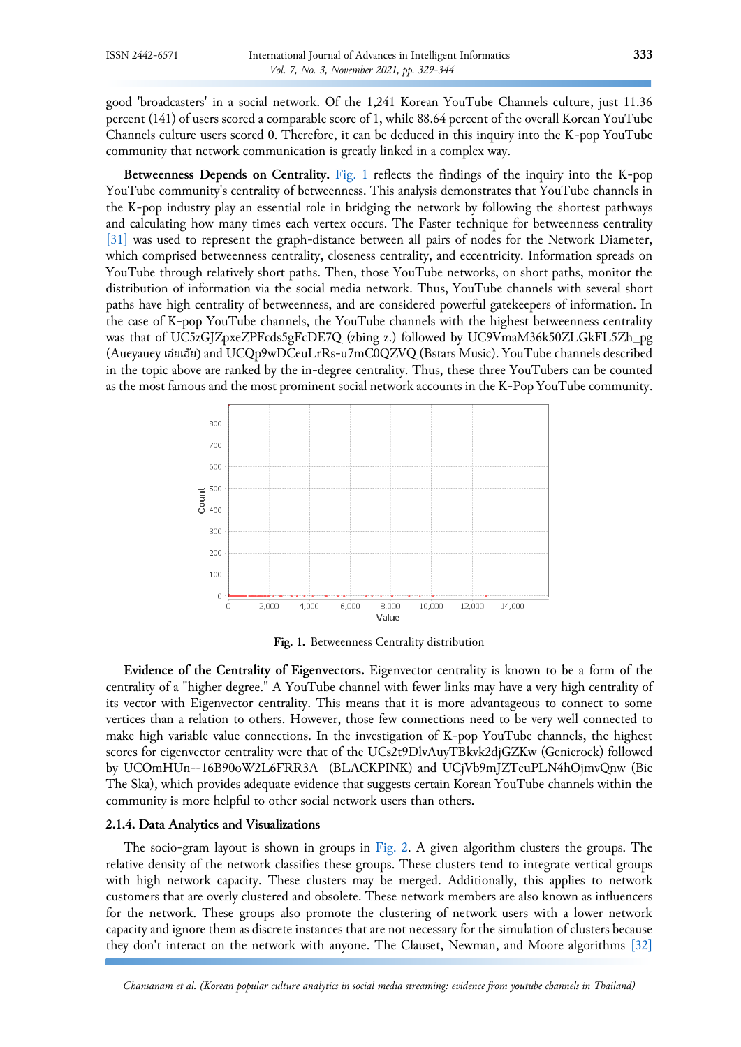good 'broadcasters' in a social network. Of the 1,241 Korean YouTube Channels culture, just 11.36 percent (141) of users scored a comparable score of 1, while 88.64 percent of the overall Korean YouTube Channels culture users scored 0. Therefore, it can be deduced in this inquiry into the K-pop YouTube community that network communication is greatly linked in a complex way.

**Betweenness Depends on Centrality.** Fig. 1 reflects the findings of the inquiry into the K-pop YouTube community's centrality of betweenness. This analysis demonstrates that YouTube channels in the K-pop industry play an essential role in bridging the network by following the shortest pathways and calculating how many times each vertex occurs. The Faster technique for betweenness centrality [31] was used to represent the graph-distance between all pairs of nodes for the Network Diameter, which comprised betweenness centrality, closeness centrality, and eccentricity. Information spreads on YouTube through relatively short paths. Then, those YouTube networks, on short paths, monitor the distribution of information via the social media network. Thus, YouTube channels with several short paths have high centrality of betweenness, and are considered powerful gatekeepers of information. In the case of K-pop YouTube channels, the YouTube channels with the highest betweenness centrality was that of UC5zGJZpxeZPFcds5gFcDE7Q (zbing z.) followed by UC9VmaM36k50ZLGkFL5Zh_pg (Aueyauey เอ๋ยเอ๋ย) and UCQp9wDCeuLrRs-u7mC0QZVQ (Bstars Music). YouTube channels described in the topic above are ranked by the in-degree centrality. Thus, these three YouTubers can be counted as the most famous and the most prominent social network accounts in the K-Pop YouTube community.

Fig. 1. Betweenness Centrality distribution

**Evidence of the Centrality of Eigenvectors.** Eigenvector centrality is known to be a form of the centrality of a "higher degree." A YouTube channel with fewer links may have a very high centrality of its vector with Eigenvector centrality. This means that it is more advantageous to connect to some vertices than a relation to others. However, those few connections need to be very well connected to make high variable value connections. In the investigation of K-pop YouTube channels, the highest scores for eigenvector centrality were that of the UCs2t9DlvAuyTBkvk2djGZKw (Genierock) followed by UCOmHUn--16B90oW2L6FRR3A (BLACKPINK) and UCjVb9mJZTeuPLN4hOjmvQnw (Bie The Ska), which provides adequate evidence that suggests certain Korean YouTube channels within the community is more helpful to other social network users than others.

### 2.1.4. Data Analytics and Visualizations

The socio-gram layout is shown in groups in Fig. 2. A given algorithm clusters the groups. The relative density of the network classifies these groups. These clusters tend to integrate vertical groups with high network capacity. These clusters may be merged. Additionally, this applies to network customers that are overly clustered and obsolete. These network members are also known as influencers for the network. These groups also promote the clustering of network users with a lower network capacity and ignore them as discrete instances that are not necessary for the simulation of clusters because they don't interact on the network with anyone. The Clauset, Newman, and Moore algorithms [32]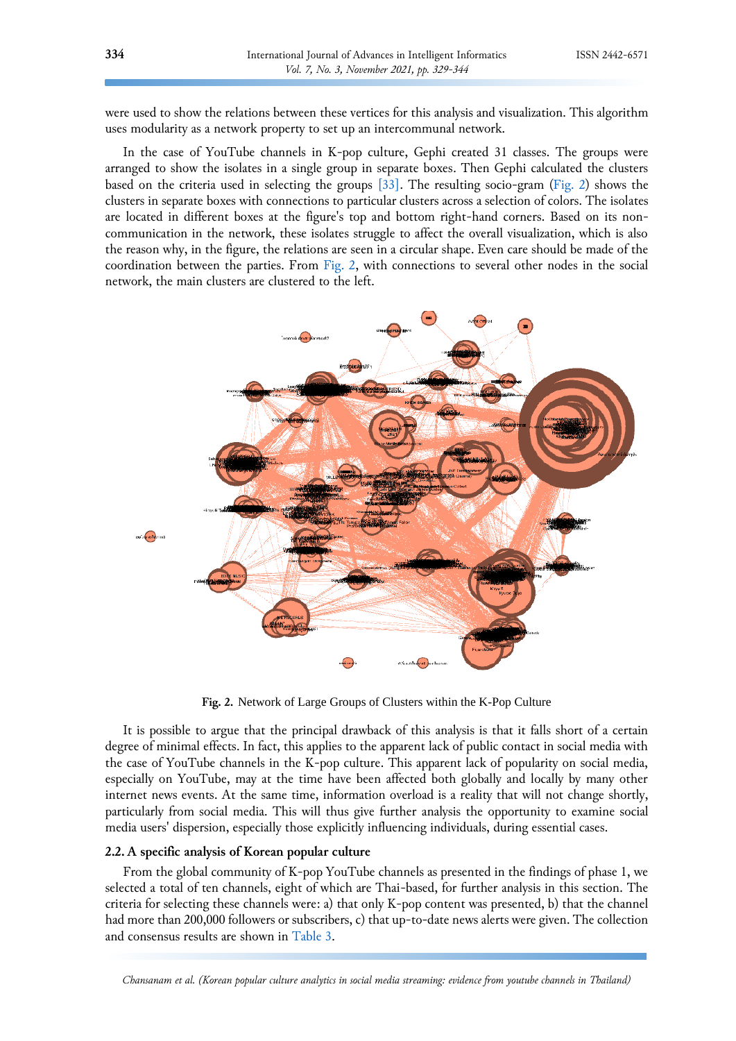were used to show the relations between these vertices for this analysis and visualization. This algorithm uses modularity as a network property to set up an intercommunal network.

In the case of YouTube channels in K-pop culture, Gephi created 31 classes. The groups were arranged to show the isolates in a single group in separate boxes. Then Gephi calculated the clusters based on the criteria used in selecting the groups [33]. The resulting socio-gram (Fig. 2) shows the clusters in separate boxes with connections to particular clusters across a selection of colors. The isolates are located in different boxes at the figure's top and bottom right-hand corners. Based on its non-communication in the network, these isolates struggle to affect the overall visualization, which is also the reason why, in the figure, the relations are seen in a circular shape. Even care should be made of the coordination between the parties. From Fig. 2, with connections to several other nodes in the social network, the main clusters are clustered to the left.

**Fig. 2.** Network of Large Groups of Clusters within the K-Pop Culture

It is possible to argue that the principal drawback of this analysis is that it falls short of a certain degree of minimal effects. In fact, this applies to the apparent lack of public contact in social media with the case of YouTube channels in the K-pop culture. This apparent lack of popularity on social media, especially on YouTube, may at the time have been affected both globally and locally by many other internet news events. At the same time, information overload is a reality that will not change shortly, particularly from social media. This will thus give further analysis the opportunity to examine social media users' dispersion, especially those explicitly influencing individuals, during essential cases.

### 2.2. A specific analysis of Korean popular culture

From the global community of K-pop YouTube channels as presented in the findings of phase 1, we selected a total of ten channels, eight of which are Thai-based, for further analysis in this section. The criteria for selecting these channels were: a) that only K-pop content was presented, b) that the channel had more than 200,000 followers or subscribers, c) that up-to-date news alerts were given. The collection and consensus results are shown in Table 3.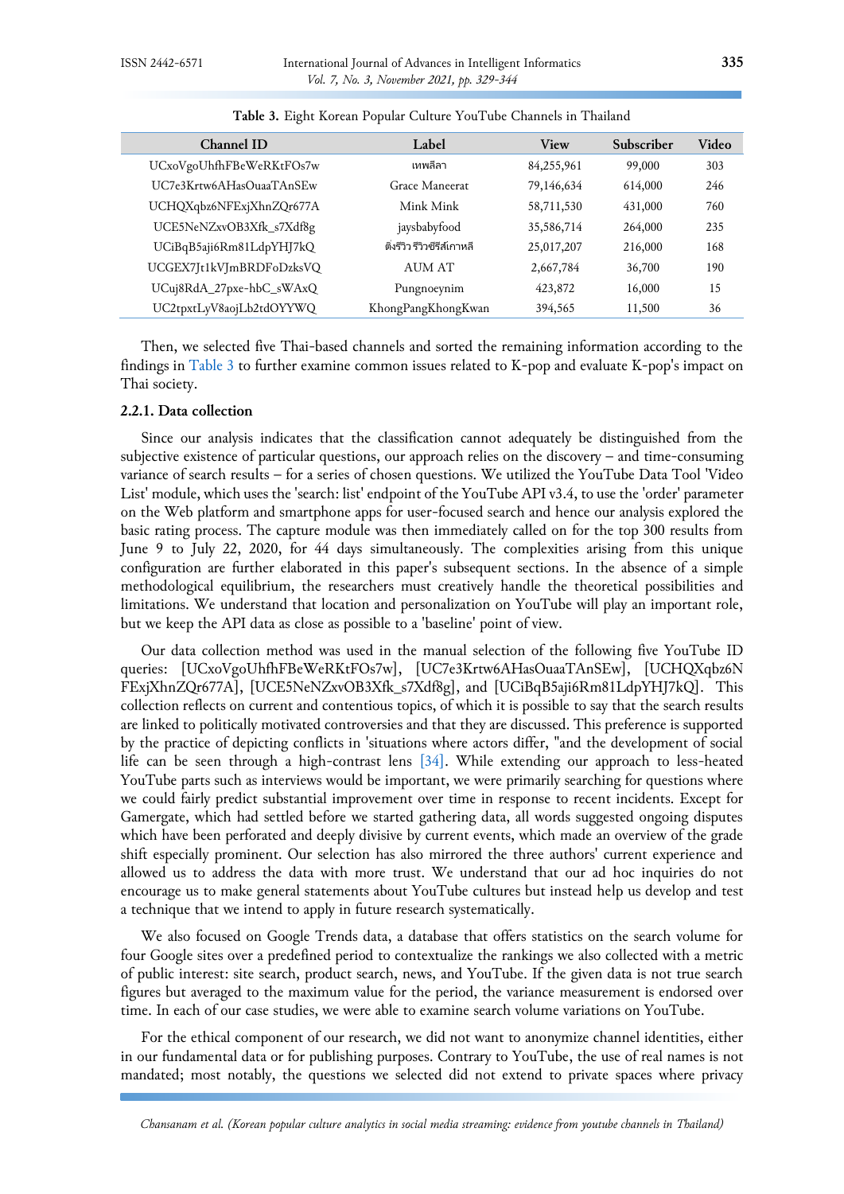**Table 3.** Eight Korean Popular Culture YouTube Channels in Thailand

| Channel ID | Label | View | Subscriber | Video |
|---|---|---|---|---|
| UCxoVgoUhfhFBeWeRKtFOs7w | เทพลีลา | 84,255,961 | 99,000 | 303 |
| UC7e3Krtw6AHasOuaaTAnSEw | Grace Maneerat | 79,146,634 | 614,000 | 246 |
| UCHQXqbz6NFExjXhnZQr677A | Mink Mink | 58,711,530 | 431,000 | 760 |
| UCE5NeNZxvOB3Xfk_s7Xdf8g | jaysbabyfood | 35,586,714 | 264,000 | 235 |
| UCiBqB5aji6Rm81LdpYHJ7kQ | ติ่งรีวิว รีวิวซีรีส์เกาหลี | 25,017,207 | 216,000 | 168 |
| UCGEX7Jt1kVJmBRDFoDzksVQ | AUM AT | 2,667,784 | 36,700 | 190 |
| UCuj8RdA_27pxe-hbC_sWAxQ | Pungnoeynim | 423,872 | 16,000 | 15 |
| UC2tpxtLyV8aojLb2tdOYYWQ | KhongPangKhongKwan | 394,565 | 11,500 | 36 |

Then, we selected five Thai-based channels and sorted the remaining information according to the findings in Table 3 to further examine common issues related to K-pop and evaluate K-pop's impact on Thai society.

### 2.2.1. Data collection

Since our analysis indicates that the classification cannot adequately be distinguished from the subjective existence of particular questions, our approach relies on the discovery – and time-consuming variance of search results – for a series of chosen questions. We utilized the YouTube Data Tool 'Video List' module, which uses the 'search: list' endpoint of the YouTube API v3.4, to use the 'order' parameter on the Web platform and smartphone apps for user-focused search and hence our analysis explored the basic rating process. The capture module was then immediately called on for the top 300 results from June 9 to July 22, 2020, for 44 days simultaneously. The complexities arising from this unique configuration are further elaborated in this paper's subsequent sections. In the absence of a simple methodological equilibrium, the researchers must creatively handle the theoretical possibilities and limitations. We understand that location and personalization on YouTube will play an important role, but we keep the API data as close as possible to a 'baseline' point of view.

Our data collection method was used in the manual selection of the following five YouTube ID queries: [UCxoVgoUhfhFBeWeRKtFOs7w], [UC7e3Krtw6AHasOuaaTAnSEw], [UCHQXqbz6NFExjXhnZQr677A], [UCE5NeNZxvOB3Xfk_s7Xdf8g], and [UCiBqB5aji6Rm81LdpYHJ7kQ]. This collection reflects on current and contentious topics, of which it is possible to say that the search results are linked to politically motivated controversies and that they are discussed. This preference is supported by the practice of depicting conflicts in 'situations where actors differ, "and the development of social life can be seen through a high-contrast lens [34]. While extending our approach to less-heated YouTube parts such as interviews would be important, we were primarily searching for questions where we could fairly predict substantial improvement over time in response to recent incidents. Except for Gamergate, which had settled before we started gathering data, all words suggested ongoing disputes which have been perforated and deeply divisive by current events, which made an overview of the grade shift especially prominent. Our selection has also mirrored the three authors' current experience and allowed us to address the data with more trust. We understand that our ad hoc inquiries do not encourage us to make general statements about YouTube cultures but instead help us develop and test a technique that we intend to apply in future research systematically.

We also focused on Google Trends data, a database that offers statistics on the search volume for four Google sites over a predefined period to contextualize the rankings we also collected with a metric of public interest: site search, product search, news, and YouTube. If the given data is not true search figures but averaged to the maximum value for the period, the variance measurement is endorsed over time. In each of our case studies, we were able to examine search volume variations on YouTube.

For the ethical component of our research, we did not want to anonymize channel identities, either in our fundamental data or for publishing purposes. Contrary to YouTube, the use of real names is not mandated; most notably, the questions we selected did not extend to private spaces where privacy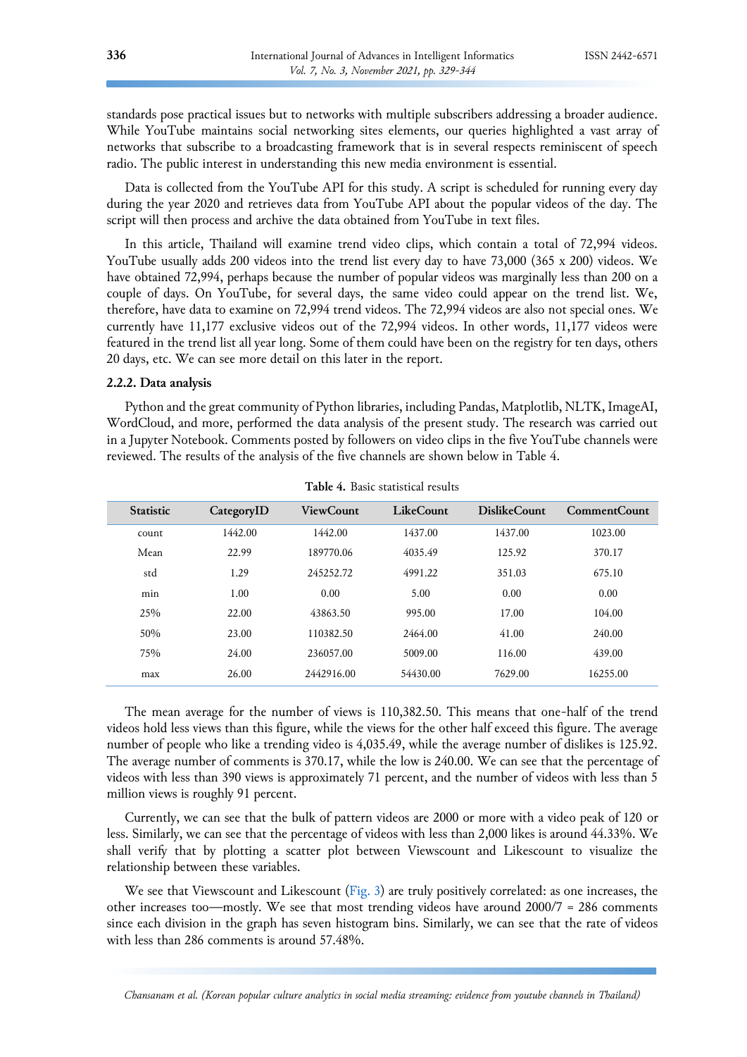standards pose practical issues but to networks with multiple subscribers addressing a broader audience. While YouTube maintains social networking sites elements, our queries highlighted a vast array of networks that subscribe to a broadcasting framework that is in several respects reminiscent of speech radio. The public interest in understanding this new media environment is essential.

Data is collected from the YouTube API for this study. A script is scheduled for running every day during the year 2020 and retrieves data from YouTube API about the popular videos of the day. The script will then process and archive the data obtained from YouTube in text files.

In this article, Thailand will examine trend video clips, which contain a total of 72,994 videos. YouTube usually adds 200 videos into the trend list every day to have 73,000 (365 x 200) videos. We have obtained 72,994, perhaps because the number of popular videos was marginally less than 200 on a couple of days. On YouTube, for several days, the same video could appear on the trend list. We, therefore, have data to examine on 72,994 trend videos. The 72,994 videos are also not special ones. We currently have 11,177 exclusive videos out of the 72,994 videos. In other words, 11,177 videos were featured in the trend list all year long. Some of them could have been on the registry for ten days, others 20 days, etc. We can see more detail on this later in the report.

#### 2.2.2. Data analysis

Python and the great community of Python libraries, including Pandas, Matplotlib, NLTK, ImageAI, WordCloud, and more, performed the data analysis of the present study. The research was carried out in a Jupyter Notebook. Comments posted by followers on video clips in the five YouTube channels were reviewed. The results of the analysis of the five channels are shown below in Table 4.

**Table 4.** Basic statistical results

| Statistic | CategoryID | ViewCount | LikeCount | DislikeCount | CommentCount |
|---|---|---|---|---|---|
| count | 1442.00 | 1442.00 | 1437.00 | 1437.00 | 1023.00 |
| Mean | 22.99 | 189770.06 | 4035.49 | 125.92 | 370.17 |
| std | 1.29 | 245252.72 | 4991.22 | 351.03 | 675.10 |
| min | 1.00 | 0.00 | 5.00 | 0.00 | 0.00 |
| 25% | 22.00 | 43863.50 | 995.00 | 17.00 | 104.00 |
| 50% | 23.00 | 110382.50 | 2464.00 | 41.00 | 240.00 |
| 75% | 24.00 | 236057.00 | 5009.00 | 116.00 | 439.00 |
| max | 26.00 | 2442916.00 | 54430.00 | 7629.00 | 16255.00 |

The mean average for the number of views is 110,382.50. This means that one-half of the trend videos hold less views than this figure, while the views for the other half exceed this figure. The average number of people who like a trending video is 4,035.49, while the average number of dislikes is 125.92. The average number of comments is 370.17, while the low is 240.00. We can see that the percentage of videos with less than 390 views is approximately 71 percent, and the number of videos with less than 5 million views is roughly 91 percent.

Currently, we can see that the bulk of pattern videos are 2000 or more with a video peak of 120 or less. Similarly, we can see that the percentage of videos with less than 2,000 likes is around 44.33%. We shall verify that by plotting a scatter plot between Viewscount and Likescount to visualize the relationship between these variables.

We see that Viewscount and Likescount (Fig. 3) are truly positively correlated: as one increases, the other increases too—mostly. We see that most trending videos have around 2000/7 = 286 comments since each division in the graph has seven histogram bins. Similarly, we can see that the rate of videos with less than 286 comments is around 57.48%.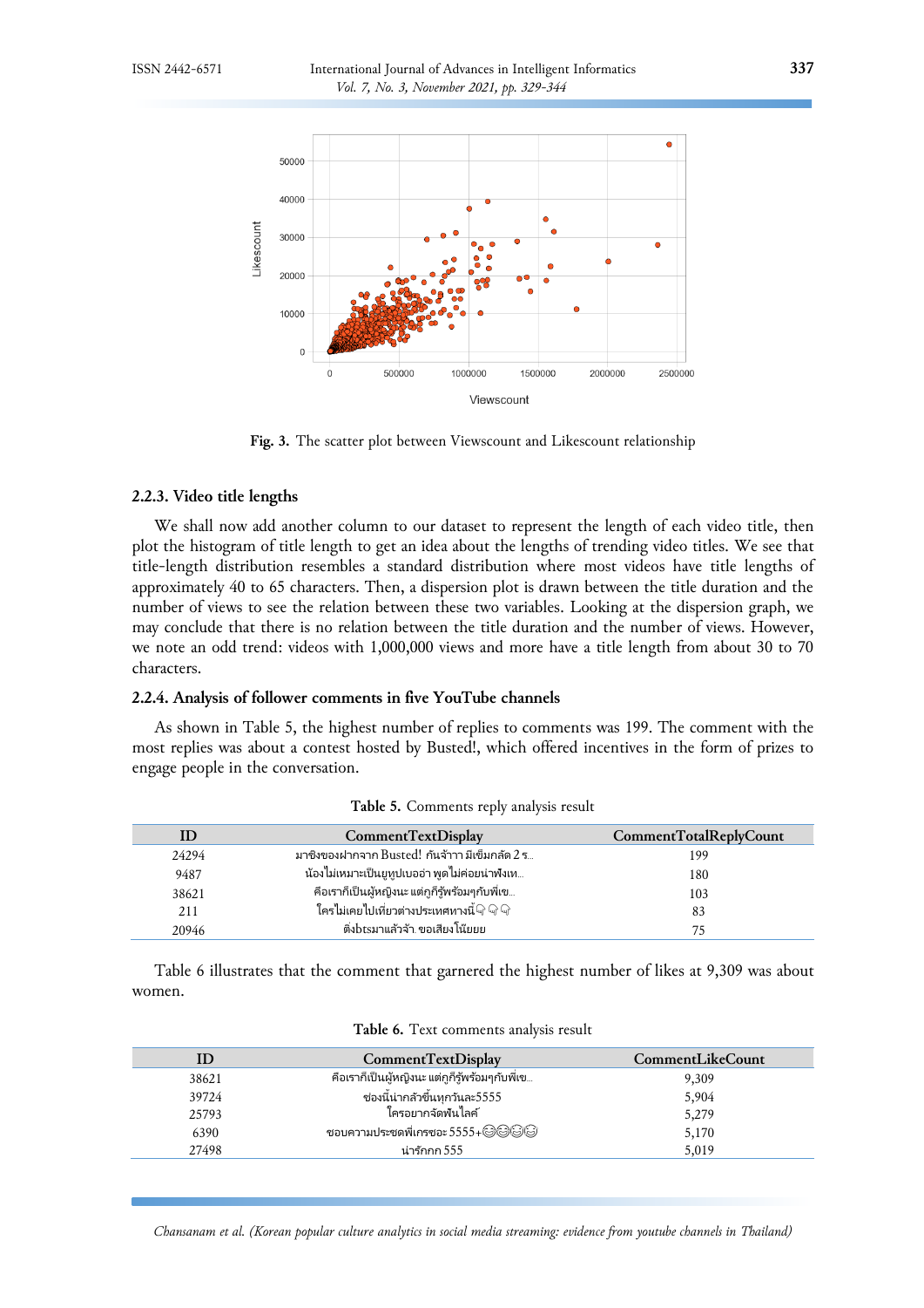Fig. 3. The scatter plot between Viewscount and Likescount relationship

### 2.2.3. Video title lengths

We shall now add another column to our dataset to represent the length of each video title, then plot the histogram of title length to get an idea about the lengths of trending video titles. We see that title-length distribution resembles a standard distribution where most videos have title lengths of approximately 40 to 65 characters. Then, a dispersion plot is drawn between the title duration and the number of views to see the relation between these two variables. Looking at the dispersion graph, we may conclude that there is no relation between the title duration and the number of views. However, we note an odd trend: videos with 1,000,000 views and more have a title length from about 30 to 70 characters.

### 2.2.4. Analysis of follower comments in five YouTube channels

As shown in Table 5, the highest number of replies to comments was 199. The comment with the most replies was about a contest hosted by Busted!, which offered incentives in the form of prizes to engage people in the conversation.

**Table 5.** Comments reply analysis result

| ID | CommentTextDisplay | CommentTotalReplyCount |
|---|---|---|
| 24294 | มาชิงของฝากจาก Busted! กันจ้าาา มีเข็มกลัด 2 ร... | 199 |
| 9487 | น้องไม่เหมาะเป็นยูทูปเบอร์อ่า พูดไม่ค่อยน่าฟังเท... | 180 |
| 38621 | คือเราก็เป็นผู้หญิงนะ แต่กูก็รู้พร้อมๆกับพี่เข... | 103 |
| 211 | ใครไม่เคยไปเที่ยวต่างประเทศทางนี้👇👇👇 | 83 |
| 20946 | ติ่งbtsมาแล้วจ้า ขอเสียงโน๊ยยย | 75 |

Table 6 illustrates that the comment that garnered the highest number of likes at 9,309 was about women.

**Table 6.** Text comments analysis result

| ID | CommentTextDisplay | CommentLikeCount |
|---|---|---|
| 38621 | คือเราก็เป็นผู้หญิงนะ แต่กูก็รู้พร้อมๆกับพี่เข... | 9,309 |
| 39724 | ช่องนี้น่ากลัวขึ้นทุกวันละ5555 | 5,904 |
| 25793 | ใครอยากจัดฟันไลค์ | 5,279 |
| 6390 | ชอบความประชดพี่เกรซอะ 5555+😂😂😂😂 | 5,170 |
| 27498 | น่ารักกก 555 | 5,019 |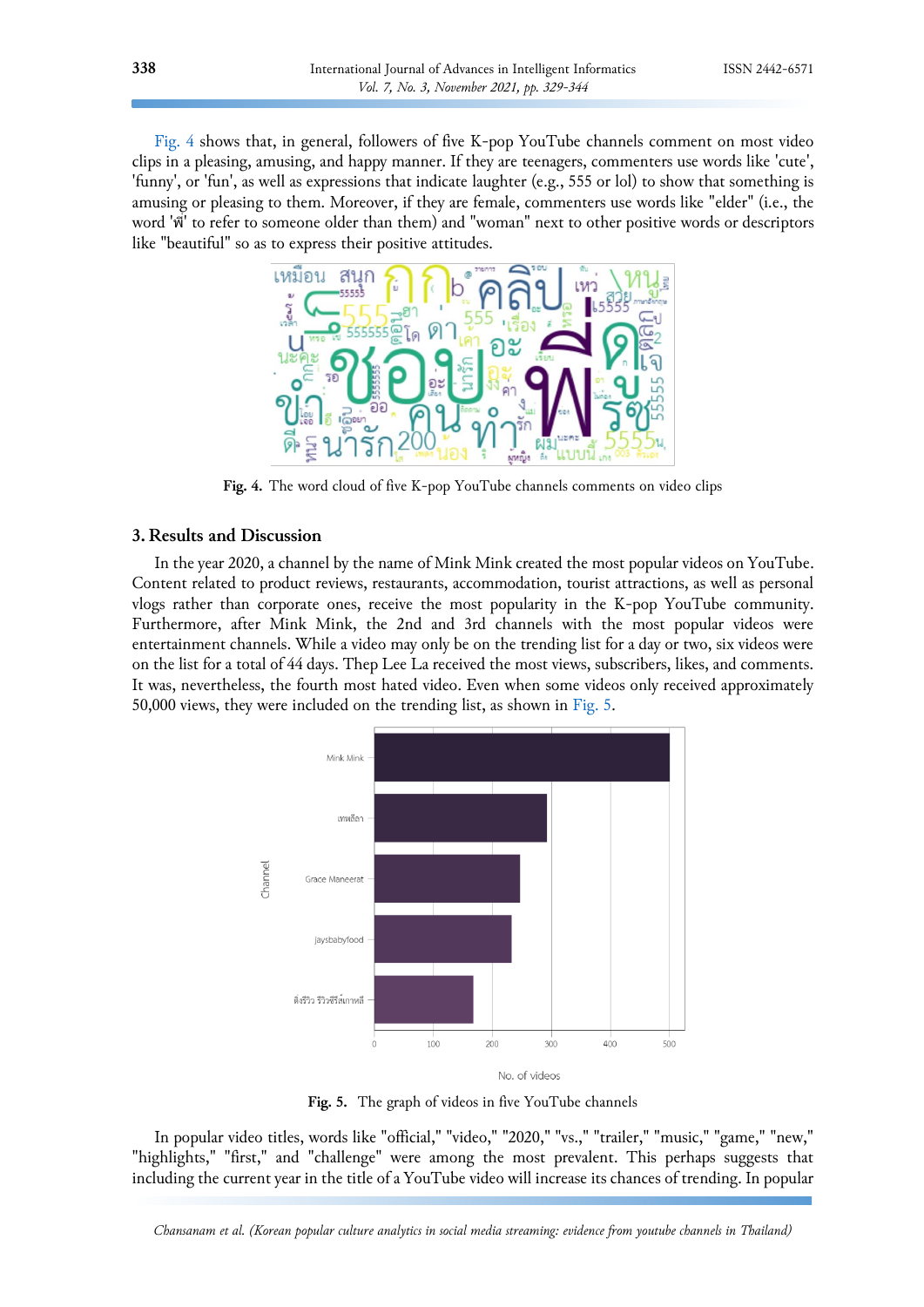Fig. 4 shows that, in general, followers of five K-pop YouTube channels comment on most video clips in a pleasing, amusing, and happy manner. If they are teenagers, commenters use words like 'cute', 'funny', or 'fun', as well as expressions that indicate laughter (e.g., 555 or lol) to show that something is amusing or pleasing to them. Moreover, if they are female, commenters use words like "elder" (i.e., the word 'พี่' to refer to someone older than them) and "woman" next to other positive words or descriptors like "beautiful" so as to express their positive attitudes.

**Fig. 4.** The word cloud of five K-pop YouTube channels comments on video clips

## 3. Results and Discussion

In the year 2020, a channel by the name of Mink Mink created the most popular videos on YouTube. Content related to product reviews, restaurants, accommodation, tourist attractions, as well as personal vlogs rather than corporate ones, receive the most popularity in the K-pop YouTube community. Furthermore, after Mink Mink, the 2nd and 3rd channels with the most popular videos were entertainment channels. While a video may only be on the trending list for a day or two, six videos were on the list for a total of 44 days. Thep Lee La received the most views, subscribers, likes, and comments. It was, nevertheless, the fourth most hated video. Even when some videos only received approximately 50,000 views, they were included on the trending list, as shown in Fig. 5.

**Fig. 5.** The graph of videos in five YouTube channels

In popular video titles, words like "official," "video," "2020," "vs.," "trailer," "music," "game," "new," "highlights," "first," and "challenge" were among the most prevalent. This perhaps suggests that including the current year in the title of a YouTube video will increase its chances of trending. In popular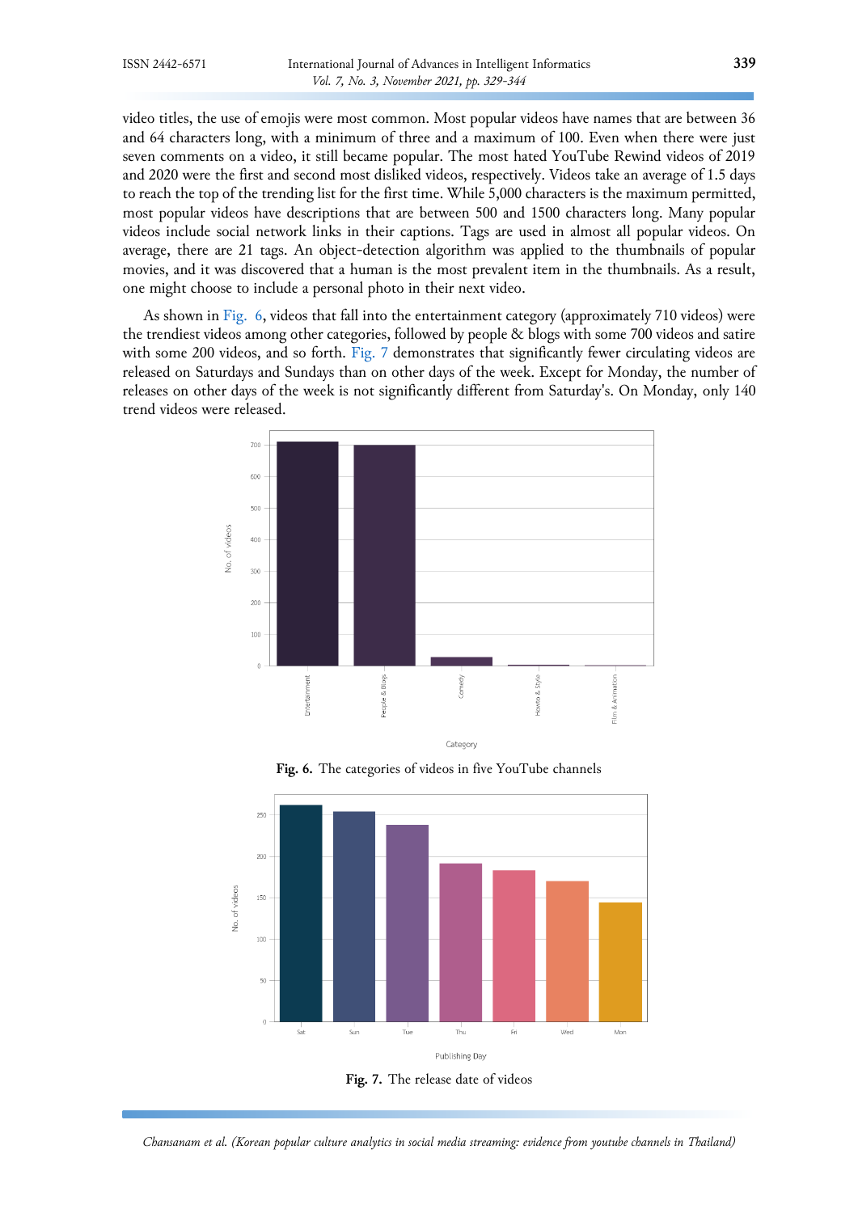video titles, the use of emojis were most common. Most popular videos have names that are between 36 and 64 characters long, with a minimum of three and a maximum of 100. Even when there were just seven comments on a video, it still became popular. The most hated YouTube Rewind videos of 2019 and 2020 were the first and second most disliked videos, respectively. Videos take an average of 1.5 days to reach the top of the trending list for the first time. While 5,000 characters is the maximum permitted, most popular videos have descriptions that are between 500 and 1500 characters long. Many popular videos include social network links in their captions. Tags are used in almost all popular videos. On average, there are 21 tags. An object-detection algorithm was applied to the thumbnails of popular movies, and it was discovered that a human is the most prevalent item in the thumbnails. As a result, one might choose to include a personal photo in their next video.

As shown in Fig. 6, videos that fall into the entertainment category (approximately 710 videos) were the trendiest videos among other categories, followed by people & blogs with some 700 videos and satire with some 200 videos, and so forth. Fig. 7 demonstrates that significantly fewer circulating videos are released on Saturdays and Sundays than on other days of the week. Except for Monday, the number of releases on other days of the week is not significantly different from Saturday's. On Monday, only 140 trend videos were released.

**Fig. 6.** The categories of videos in five YouTube channels

**Fig. 7.** The release date of videos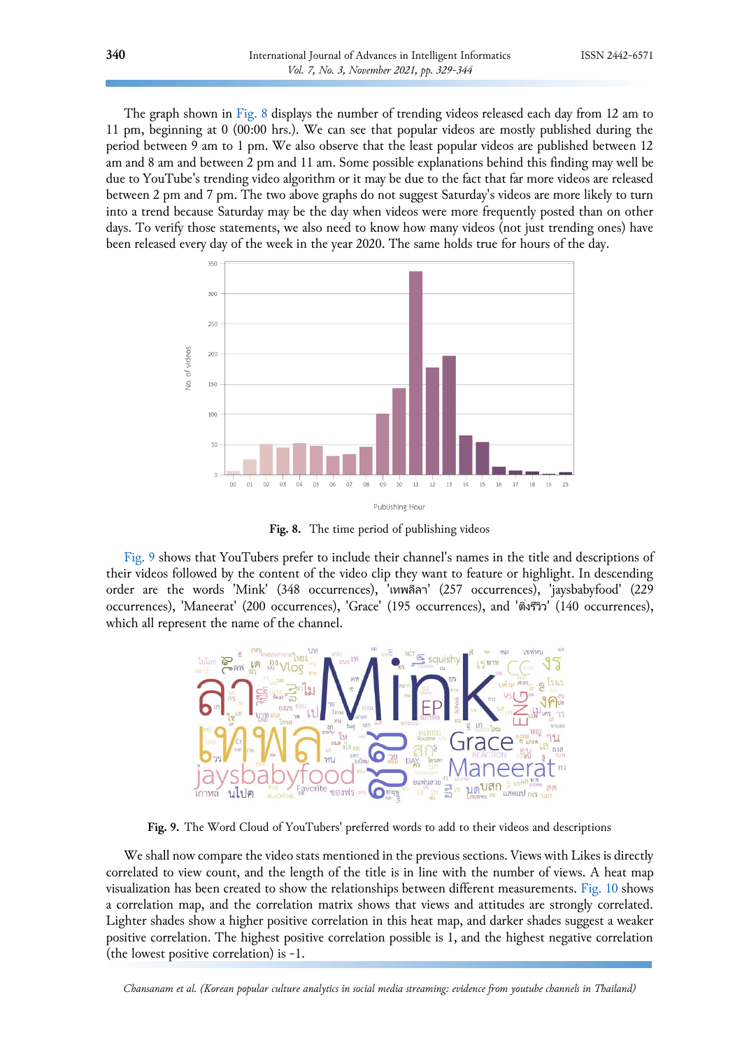The graph shown in Fig. 8 displays the number of trending videos released each day from 12 am to 11 pm, beginning at 0 (00:00 hrs.). We can see that popular videos are mostly published during the period between 9 am to 1 pm. We also observe that the least popular videos are published between 12 am and 8 am and between 2 pm and 11 am. Some possible explanations behind this finding may well be due to YouTube's trending video algorithm or it may be due to the fact that far more videos are released between 2 pm and 7 pm. The two above graphs do not suggest Saturday's videos are more likely to turn into a trend because Saturday may be the day when videos were more frequently posted than on other days. To verify those statements, we also need to know how many videos (not just trending ones) have been released every day of the week in the year 2020. The same holds true for hours of the day.

**Fig. 8.** The time period of publishing videos

Fig. 9 shows that YouTubers prefer to include their channel's names in the title and descriptions of their videos followed by the content of the video clip they want to feature or highlight. In descending order are the words 'Mink' (348 occurrences), 'เทพลีลา' (257 occurrences), 'jaysbabyfood' (229 occurrences), 'Maneerat' (200 occurrences), 'Grace' (195 occurrences), and 'ติ่งรีวิว' (140 occurrences), which all represent the name of the channel.

**Fig. 9.** The Word Cloud of YouTubers' preferred words to add to their videos and descriptions

We shall now compare the video stats mentioned in the previous sections. Views with Likes is directly correlated to view count, and the length of the title is in line with the number of views. A heat map visualization has been created to show the relationships between different measurements. Fig. 10 shows a correlation map, and the correlation matrix shows that views and attitudes are strongly correlated. Lighter shades show a higher positive correlation in this heat map, and darker shades suggest a weaker positive correlation. The highest positive correlation possible is 1, and the highest negative correlation (the lowest positive correlation) is -1.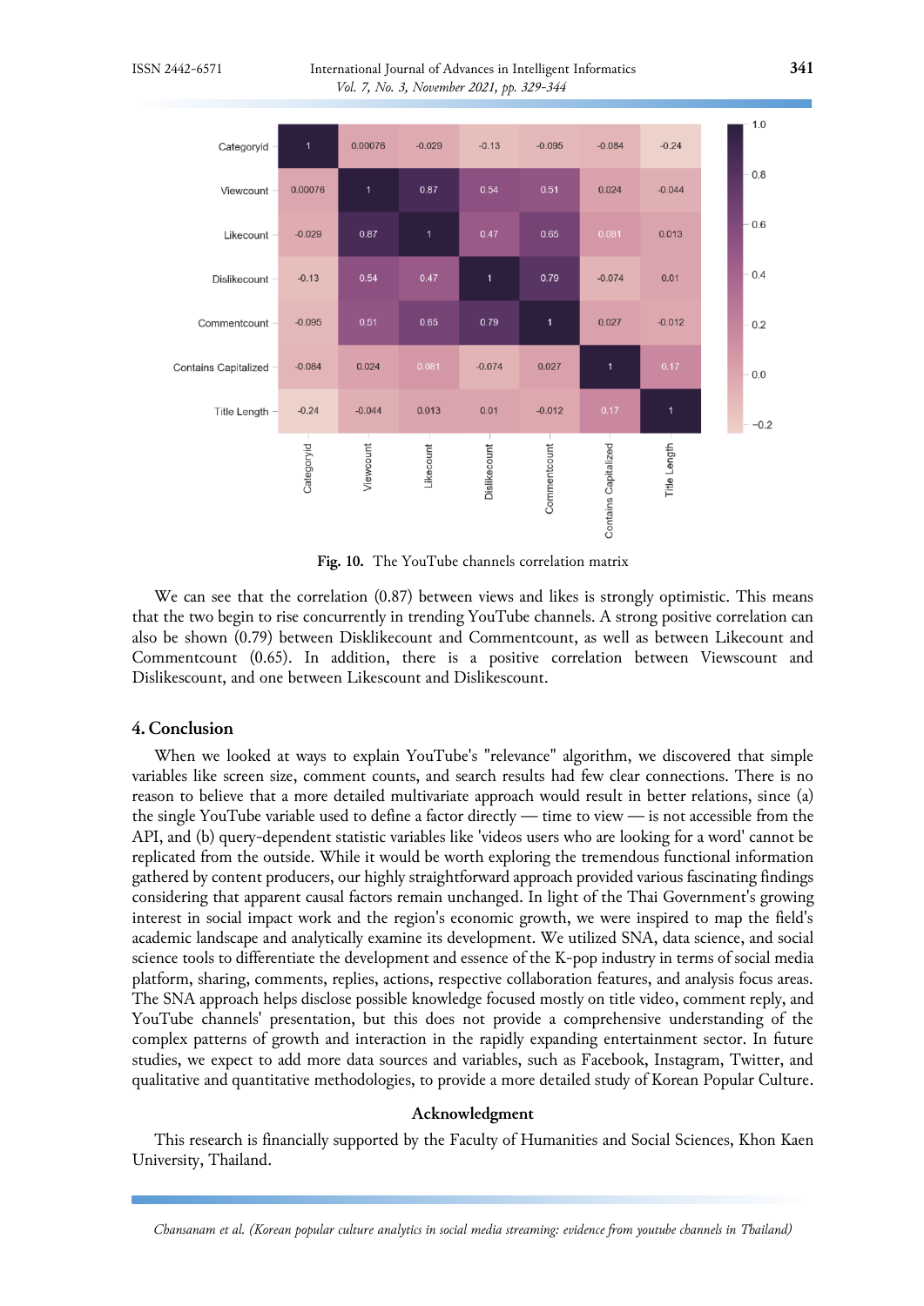| | Categoryid | Viewcount | Likecount | Dislikecount | Commentcount | Contains Capitalized | Title Length |
|---|---|---|---|---|---|---|---|
| Categoryid | 1 | 0.00076 | -0.029 | -0.13 | -0.095 | -0.084 | -0.24 |
| Viewcount | 0.00076 | 1 | 0.87 | 0.54 | 0.51 | 0.024 | -0.044 |
| Likecount | -0.029 | 0.87 | 1 | 0.47 | 0.65 | 0.081 | 0.013 |
| Dislikecount | -0.13 | 0.54 | 0.47 | 1 | 0.79 | -0.074 | 0.01 |
| Commentcount | -0.095 | 0.51 | 0.65 | 0.79 | 1 | 0.027 | -0.012 |
| Contains Capitalized | -0.084 | 0.024 | 0.081 | -0.074 | 0.027 | 1 | 0.17 |
| Title Length | -0.24 | -0.044 | 0.013 | 0.01 | -0.012 | 0.17 | 1 |

**Fig. 10.** The YouTube channels correlation matrix

We can see that the correlation (0.87) between views and likes is strongly optimistic. This means that the two begin to rise concurrently in trending YouTube channels. A strong positive correlation can also be shown (0.79) between Disklikecount and Commentcount, as well as between Likecount and Commentcount (0.65). In addition, there is a positive correlation between Viewscount and Dislikescount, and one between Likescount and Dislikescount.

## 4. Conclusion

When we looked at ways to explain YouTube's "relevance" algorithm, we discovered that simple variables like screen size, comment counts, and search results had few clear connections. There is no reason to believe that a more detailed multivariate approach would result in better relations, since (a) the single YouTube variable used to define a factor directly — time to view — is not accessible from the API, and (b) query-dependent statistic variables like 'videos users who are looking for a word' cannot be replicated from the outside. While it would be worth exploring the tremendous functional information gathered by content producers, our highly straightforward approach provided various fascinating findings considering that apparent causal factors remain unchanged. In light of the Thai Government's growing interest in social impact work and the region's economic growth, we were inspired to map the field's academic landscape and analytically examine its development. We utilized SNA, data science, and social science tools to differentiate the development and essence of the K-pop industry in terms of social media platform, sharing, comments, replies, actions, respective collaboration features, and analysis focus areas. The SNA approach helps disclose possible knowledge focused mostly on title video, comment reply, and YouTube channels' presentation, but this does not provide a comprehensive understanding of the complex patterns of growth and interaction in the rapidly expanding entertainment sector. In future studies, we expect to add more data sources and variables, such as Facebook, Instagram, Twitter, and qualitative and quantitative methodologies, to provide a more detailed study of Korean Popular Culture.

### Acknowledgment

This research is financially supported by the Faculty of Humanities and Social Sciences, Khon Kaen University, Thailand.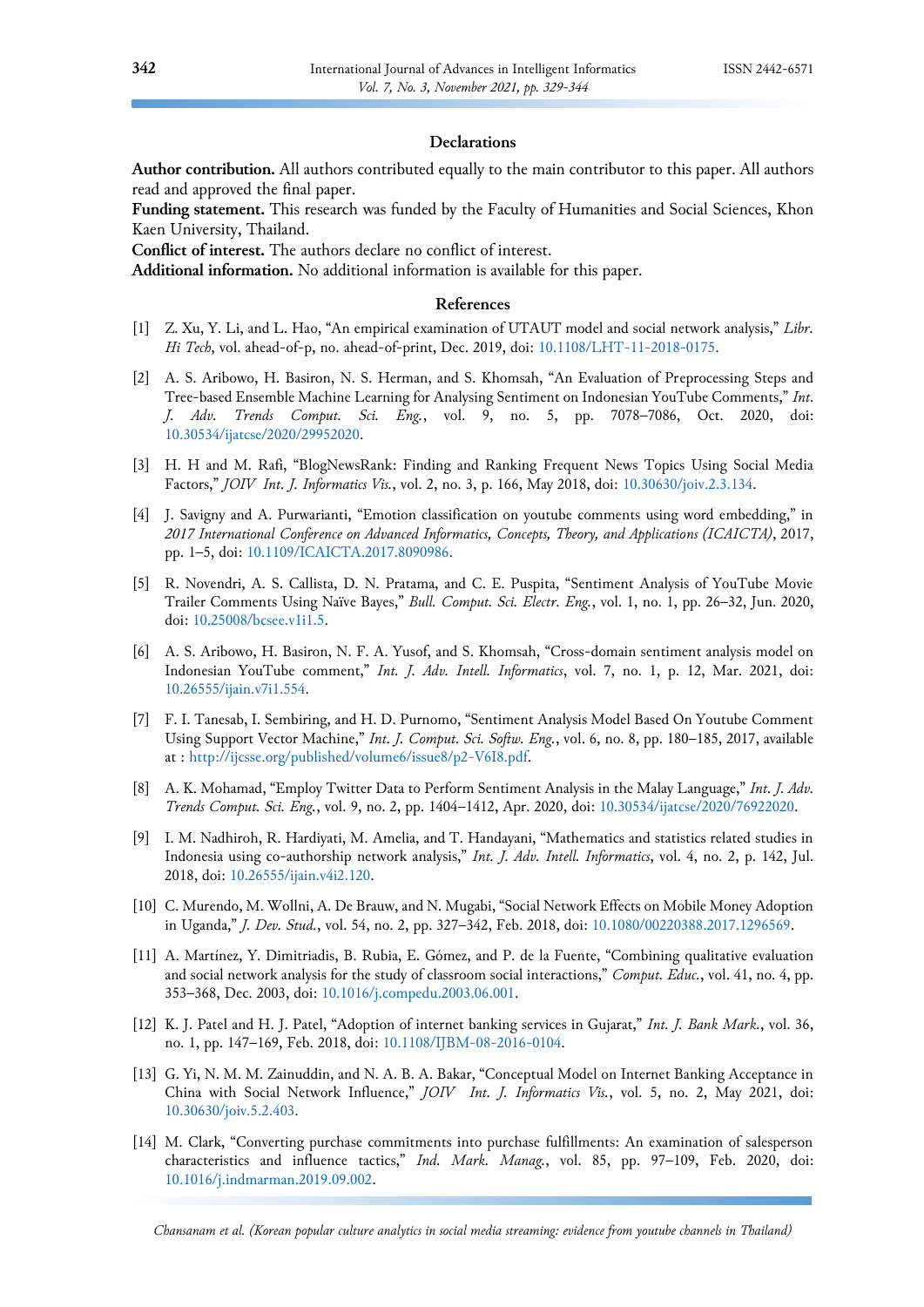### Declarations

**Author contribution.** All authors contributed equally to the main contributor to this paper. All authors read and approved the final paper.

**Funding statement.** This research was funded by the Faculty of Humanities and Social Sciences, Khon Kaen University, Thailand.

**Conflict of interest.** The authors declare no conflict of interest.

**Additional information.** No additional information is available for this paper.

### References

[1] Z. Xu, Y. Li, and L. Hao, "An empirical examination of UTAUT model and social network analysis," *Libr. Hi Tech*, vol. ahead-of-p, no. ahead-of-print, Dec. 2019, doi: 10.1108/LHT-11-2018-0175.

[2] A. S. Aribowo, H. Basiron, N. S. Herman, and S. Khomsah, "An Evaluation of Preprocessing Steps and Tree-based Ensemble Machine Learning for Analysing Sentiment on Indonesian YouTube Comments," *Int. J. Adv. Trends Comput. Sci. Eng.*, vol. 9, no. 5, pp. 7078–7086, Oct. 2020, doi: 10.30534/ijatcse/2020/29952020.

[3] H. H and M. Rafi, "BlogNewsRank: Finding and Ranking Frequent News Topics Using Social Media Factors," *JOIV Int. J. Informatics Vis.*, vol. 2, no. 3, p. 166, May 2018, doi: 10.30630/joiv.2.3.134.

[4] J. Savigny and A. Purwarianti, "Emotion classification on youtube comments using word embedding," in *2017 International Conference on Advanced Informatics, Concepts, Theory, and Applications (ICAICTA)*, 2017, pp. 1–5, doi: 10.1109/ICAICTA.2017.8090986.

[5] R. Novendri, A. S. Callista, D. N. Pratama, and C. E. Puspita, "Sentiment Analysis of YouTube Movie Trailer Comments Using Naïve Bayes," *Bull. Comput. Sci. Electr. Eng.*, vol. 1, no. 1, pp. 26–32, Jun. 2020, doi: 10.25008/bcsee.v1i1.5.

[6] A. S. Aribowo, H. Basiron, N. F. A. Yusof, and S. Khomsah, "Cross-domain sentiment analysis model on Indonesian YouTube comment," *Int. J. Adv. Intell. Informatics*, vol. 7, no. 1, p. 12, Mar. 2021, doi: 10.26555/ijain.v7i1.554.

[7] F. I. Tanesab, I. Sembiring, and H. D. Purnomo, "Sentiment Analysis Model Based On Youtube Comment Using Support Vector Machine," *Int. J. Comput. Sci. Softw. Eng.*, vol. 6, no. 8, pp. 180–185, 2017, available at : http://ijcsse.org/published/volume6/issue8/p2-V6I8.pdf.

[8] A. K. Mohamad, "Employ Twitter Data to Perform Sentiment Analysis in the Malay Language," *Int. J. Adv. Trends Comput. Sci. Eng.*, vol. 9, no. 2, pp. 1404–1412, Apr. 2020, doi: 10.30534/ijatcse/2020/76922020.

[9] I. M. Nadhiroh, R. Hardiyati, M. Amelia, and T. Handayani, "Mathematics and statistics related studies in Indonesia using co-authorship network analysis," *Int. J. Adv. Intell. Informatics*, vol. 4, no. 2, p. 142, Jul. 2018, doi: 10.26555/ijain.v4i2.120.

[10] C. Murendo, M. Wollni, A. De Brauw, and N. Mugabi, "Social Network Effects on Mobile Money Adoption in Uganda," *J. Dev. Stud.*, vol. 54, no. 2, pp. 327–342, Feb. 2018, doi: 10.1080/00220388.2017.1296569.

[11] A. Martínez, Y. Dimitriadis, B. Rubia, E. Gómez, and P. de la Fuente, "Combining qualitative evaluation and social network analysis for the study of classroom social interactions," *Comput. Educ.*, vol. 41, no. 4, pp. 353–368, Dec. 2003, doi: 10.1016/j.compedu.2003.06.001.

[12] K. J. Patel and H. J. Patel, "Adoption of internet banking services in Gujarat," *Int. J. Bank Mark.*, vol. 36, no. 1, pp. 147–169, Feb. 2018, doi: 10.1108/IJBM-08-2016-0104.

[13] G. Yi, N. M. M. Zainuddin, and N. A. B. A. Bakar, "Conceptual Model on Internet Banking Acceptance in China with Social Network Influence," *JOIV Int. J. Informatics Vis.*, vol. 5, no. 2, May 2021, doi: 10.30630/joiv.5.2.403.

[14] M. Clark, "Converting purchase commitments into purchase fulfillments: An examination of salesperson characteristics and influence tactics," *Ind. Mark. Manag.*, vol. 85, pp. 97–109, Feb. 2020, doi: 10.1016/j.indmarman.2019.09.002.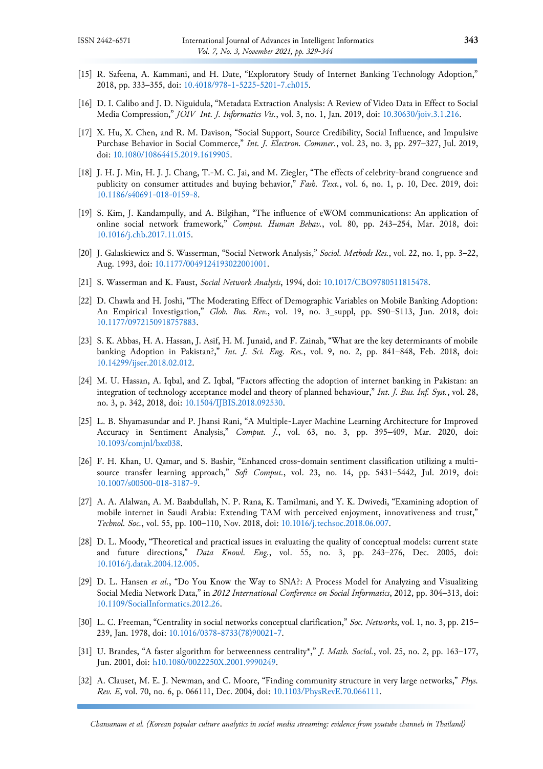[15] R. Safeena, A. Kammani, and H. Date, "Exploratory Study of Internet Banking Technology Adoption," 2018, pp. 333–355, doi: 10.4018/978-1-5225-5201-7.ch015.

[16] D. I. Calibo and J. D. Niguidula, "Metadata Extraction Analysis: A Review of Video Data in Effect to Social Media Compression," *JOIV Int. J. Informatics Vis.*, vol. 3, no. 1, Jan. 2019, doi: 10.30630/joiv.3.1.216.

[17] X. Hu, X. Chen, and R. M. Davison, "Social Support, Source Credibility, Social Influence, and Impulsive Purchase Behavior in Social Commerce," *Int. J. Electron. Commer.*, vol. 23, no. 3, pp. 297–327, Jul. 2019, doi: 10.1080/10864415.2019.1619905.

[18] J. H. J. Min, H. J. J. Chang, T.-M. C. Jai, and M. Ziegler, "The effects of celebrity-brand congruence and publicity on consumer attitudes and buying behavior," *Fash. Text.*, vol. 6, no. 1, p. 10, Dec. 2019, doi: 10.1186/s40691-018-0159-8.

[19] S. Kim, J. Kandampully, and A. Bilgihan, "The influence of eWOM communications: An application of online social network framework," *Comput. Human Behav.*, vol. 80, pp. 243–254, Mar. 2018, doi: 10.1016/j.chb.2017.11.015.

[20] J. Galaskiewicz and S. Wasserman, "Social Network Analysis," *Sociol. Methods Res.*, vol. 22, no. 1, pp. 3–22, Aug. 1993, doi: 10.1177/0049124193022001001.

[21] S. Wasserman and K. Faust, *Social Network Analysis*, 1994, doi: 10.1017/CBO9780511815478.

[22] D. Chawla and H. Joshi, "The Moderating Effect of Demographic Variables on Mobile Banking Adoption: An Empirical Investigation," *Glob. Bus. Rev.*, vol. 19, no. 3_suppl, pp. S90–S113, Jun. 2018, doi: 10.1177/0972150918757883.

[23] S. K. Abbas, H. A. Hassan, J. Asif, H. M. Junaid, and F. Zainab, "What are the key determinants of mobile banking Adoption in Pakistan?," *Int. J. Sci. Eng. Res.*, vol. 9, no. 2, pp. 841–848, Feb. 2018, doi: 10.14299/ijser.2018.02.012.

[24] M. U. Hassan, A. Iqbal, and Z. Iqbal, "Factors affecting the adoption of internet banking in Pakistan: an integration of technology acceptance model and theory of planned behaviour," *Int. J. Bus. Inf. Syst.*, vol. 28, no. 3, p. 342, 2018, doi: 10.1504/IJBIS.2018.092530.

[25] L. B. Shyamasundar and P. Jhansi Rani, "A Multiple-Layer Machine Learning Architecture for Improved Accuracy in Sentiment Analysis," *Comput. J.*, vol. 63, no. 3, pp. 395–409, Mar. 2020, doi: 10.1093/comjnl/bxz038.

[26] F. H. Khan, U. Qamar, and S. Bashir, "Enhanced cross-domain sentiment classification utilizing a multi-source transfer learning approach," *Soft Comput.*, vol. 23, no. 14, pp. 5431–5442, Jul. 2019, doi: 10.1007/s00500-018-3187-9.

[27] A. A. Alalwan, A. M. Baabdullah, N. P. Rana, K. Tamilmani, and Y. K. Dwivedi, "Examining adoption of mobile internet in Saudi Arabia: Extending TAM with perceived enjoyment, innovativeness and trust," *Technol. Soc.*, vol. 55, pp. 100–110, Nov. 2018, doi: 10.1016/j.techsoc.2018.06.007.

[28] D. L. Moody, "Theoretical and practical issues in evaluating the quality of conceptual models: current state and future directions," *Data Knowl. Eng.*, vol. 55, no. 3, pp. 243–276, Dec. 2005, doi: 10.1016/j.datak.2004.12.005.

[29] D. L. Hansen *et al.*, "Do You Know the Way to SNA?: A Process Model for Analyzing and Visualizing Social Media Network Data," in *2012 International Conference on Social Informatics*, 2012, pp. 304–313, doi: 10.1109/SocialInformatics.2012.26.

[30] L. C. Freeman, "Centrality in social networks conceptual clarification," *Soc. Networks*, vol. 1, no. 3, pp. 215–239, Jan. 1978, doi: 10.1016/0378-8733(78)90021-7.

[31] U. Brandes, "A faster algorithm for betweenness centrality*," *J. Math. Sociol.*, vol. 25, no. 2, pp. 163–177, Jun. 2001, doi: h10.1080/0022250X.2001.9990249.

[32] A. Clauset, M. E. J. Newman, and C. Moore, "Finding community structure in very large networks," *Phys. Rev. E*, vol. 70, no. 6, p. 066111, Dec. 2004, doi: 10.1103/PhysRevE.70.066111.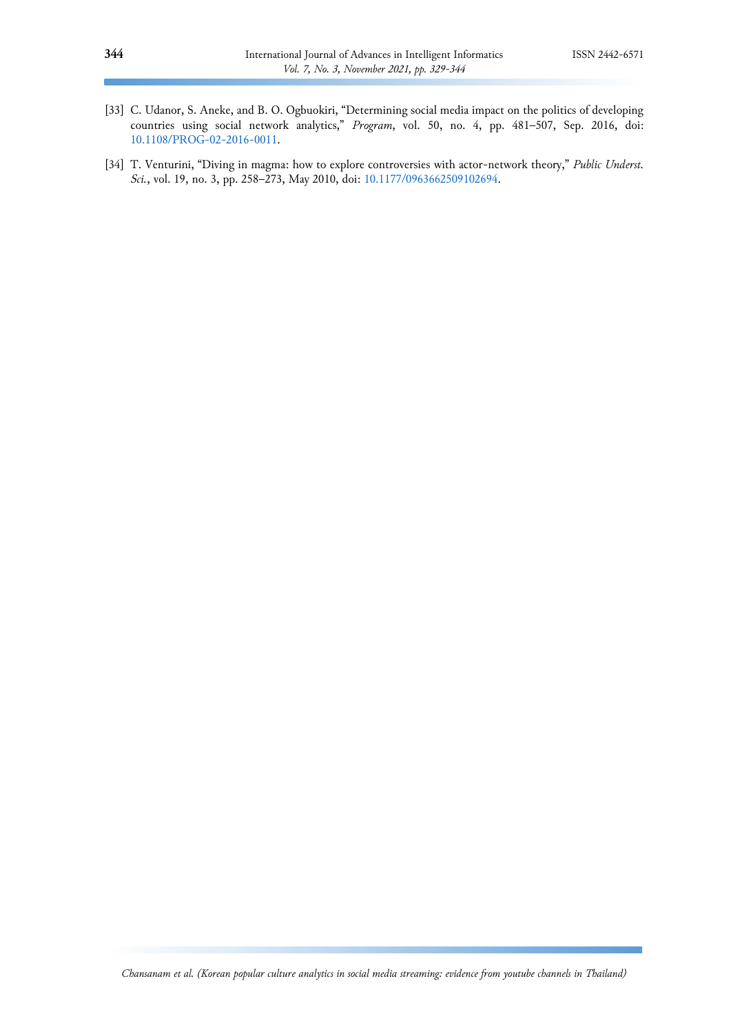[33] C. Udanor, S. Aneke, and B. O. Ogbuokiri, "Determining social media impact on the politics of developing countries using social network analytics," *Program*, vol. 50, no. 4, pp. 481–507, Sep. 2016, doi: 10.1108/PROG-02-2016-0011.

[34] T. Venturini, "Diving in magma: how to explore controversies with actor-network theory," *Public Underst. Sci.*, vol. 19, no. 3, pp. 258–273, May 2010, doi: 10.1177/0963662509102694.